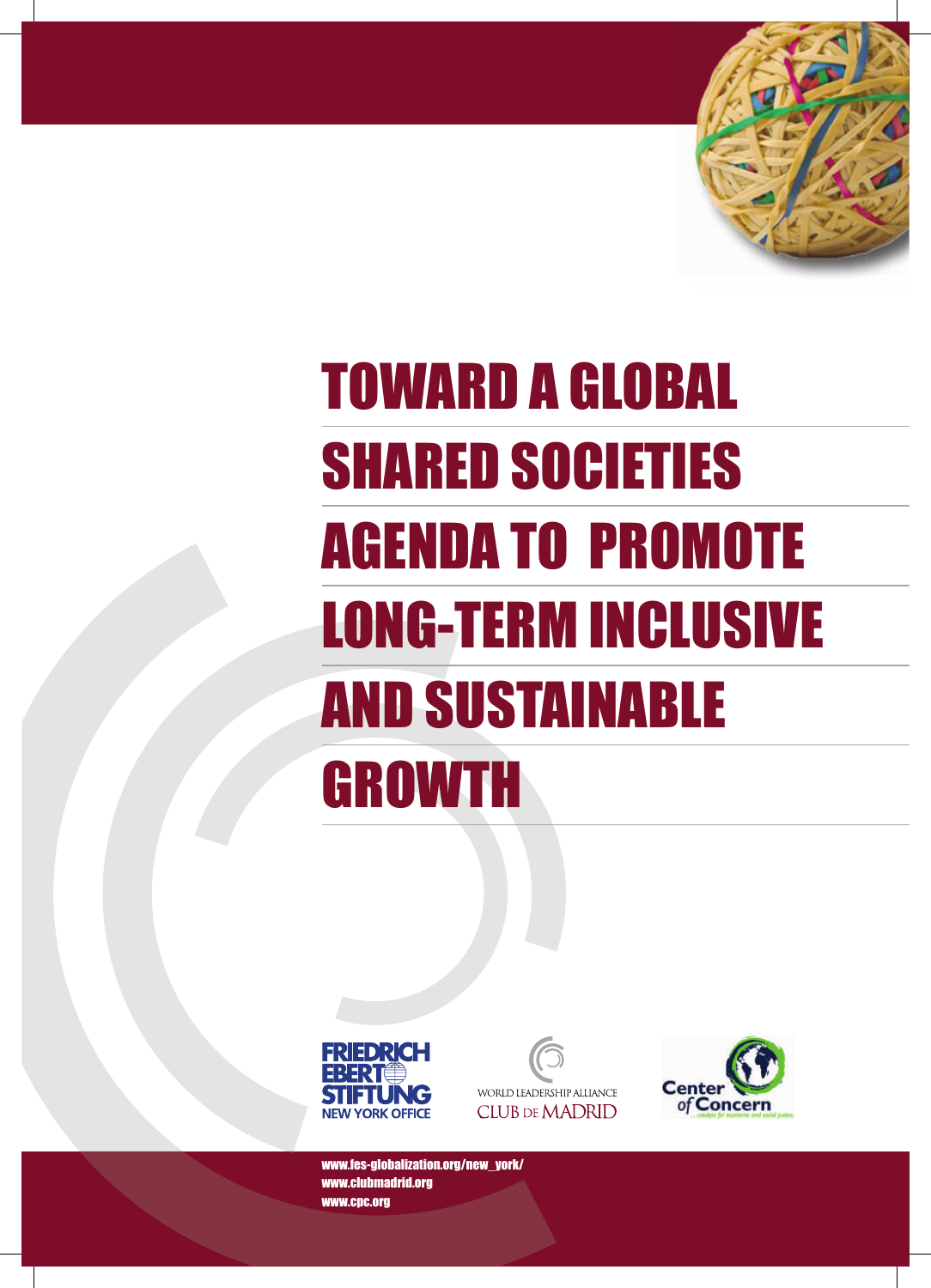# TOWARD A GLOBAL SHARED SOCIETIES AGENDA TO PROMOTE LONG-TERM INCLUSIVE AND SUSTAINABLE GROWTH

FRIEDRICH EBERT STIFTUNG
NEW YORK OFFICE

WORLD LEADERSHIP ALLIANCE
CLUB DE MADRID

Center of Concern
...catalyst for economic and social justice.

www.fes-globalization.org/new_york/
www.clubmadrid.org
www.cpc.org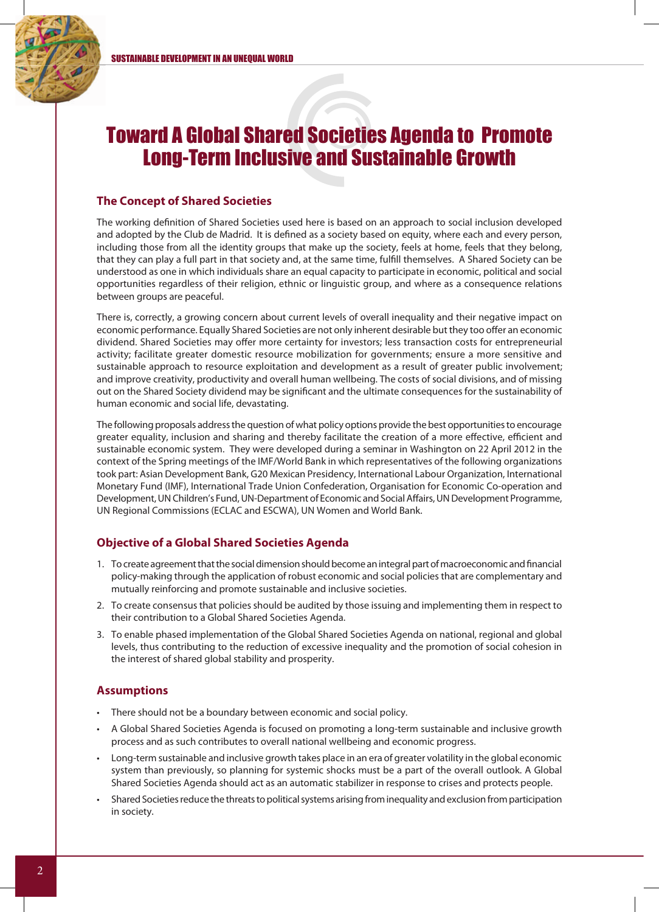# Toward A Global Shared Societies Agenda to Promote Long-Term Inclusive and Sustainable Growth

## The Concept of Shared Societies

The working definition of Shared Societies used here is based on an approach to social inclusion developed and adopted by the Club de Madrid. It is defined as a society based on equity, where each and every person, including those from all the identity groups that make up the society, feels at home, feels that they belong, that they can play a full part in that society and, at the same time, fulfill themselves. A Shared Society can be understood as one in which individuals share an equal capacity to participate in economic, political and social opportunities regardless of their religion, ethnic or linguistic group, and where as a consequence relations between groups are peaceful.

There is, correctly, a growing concern about current levels of overall inequality and their negative impact on economic performance. Equally Shared Societies are not only inherent desirable but they too offer an economic dividend. Shared Societies may offer more certainty for investors; less transaction costs for entrepreneurial activity; facilitate greater domestic resource mobilization for governments; ensure a more sensitive and sustainable approach to resource exploitation and development as a result of greater public involvement; and improve creativity, productivity and overall human wellbeing. The costs of social divisions, and of missing out on the Shared Society dividend may be significant and the ultimate consequences for the sustainability of human economic and social life, devastating.

The following proposals address the question of what policy options provide the best opportunities to encourage greater equality, inclusion and sharing and thereby facilitate the creation of a more effective, efficient and sustainable economic system. They were developed during a seminar in Washington on 22 April 2012 in the context of the Spring meetings of the IMF/World Bank in which representatives of the following organizations took part: Asian Development Bank, G20 Mexican Presidency, International Labour Organization, International Monetary Fund (IMF), International Trade Union Confederation, Organisation for Economic Co-operation and Development, UN Children's Fund, UN-Department of Economic and Social Affairs, UN Development Programme, UN Regional Commissions (ECLAC and ESCWA), UN Women and World Bank.

## Objective of a Global Shared Societies Agenda

1. To create agreement that the social dimension should become an integral part of macroeconomic and financial policy-making through the application of robust economic and social policies that are complementary and mutually reinforcing and promote sustainable and inclusive societies.
2. To create consensus that policies should be audited by those issuing and implementing them in respect to their contribution to a Global Shared Societies Agenda.
3. To enable phased implementation of the Global Shared Societies Agenda on national, regional and global levels, thus contributing to the reduction of excessive inequality and the promotion of social cohesion in the interest of shared global stability and prosperity.

## Assumptions

- There should not be a boundary between economic and social policy.
- A Global Shared Societies Agenda is focused on promoting a long-term sustainable and inclusive growth process and as such contributes to overall national wellbeing and economic progress.
- Long-term sustainable and inclusive growth takes place in an era of greater volatility in the global economic system than previously, so planning for systemic shocks must be a part of the overall outlook. A Global Shared Societies Agenda should act as an automatic stabilizer in response to crises and protects people.
- Shared Societies reduce the threats to political systems arising from inequality and exclusion from participation in society.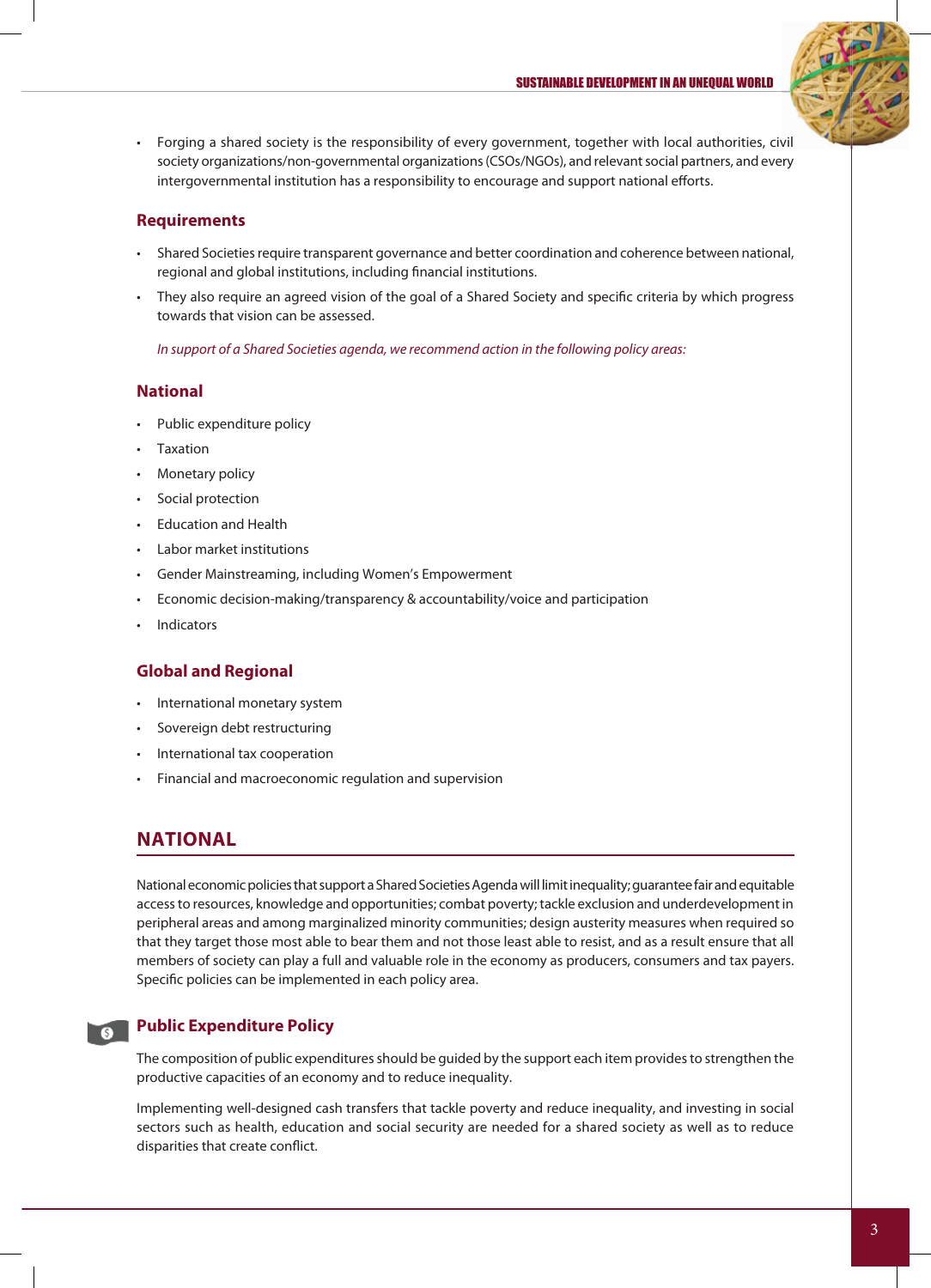- Forging a shared society is the responsibility of every government, together with local authorities, civil society organizations/non-governmental organizations (CSOs/NGOs), and relevant social partners, and every intergovernmental institution has a responsibility to encourage and support national efforts.

### Requirements

- Shared Societies require transparent governance and better coordination and coherence between national, regional and global institutions, including financial institutions.
- They also require an agreed vision of the goal of a Shared Society and specific criteria by which progress towards that vision can be assessed.

*In support of a Shared Societies agenda, we recommend action in the following policy areas:*

### National

- Public expenditure policy
- Taxation
- Monetary policy
- Social protection
- Education and Health
- Labor market institutions
- Gender Mainstreaming, including Women's Empowerment
- Economic decision-making/transparency & accountability/voice and participation
- Indicators

### Global and Regional

- International monetary system
- Sovereign debt restructuring
- International tax cooperation
- Financial and macroeconomic regulation and supervision

## NATIONAL

National economic policies that support a Shared Societies Agenda will limit inequality; guarantee fair and equitable access to resources, knowledge and opportunities; combat poverty; tackle exclusion and underdevelopment in peripheral areas and among marginalized minority communities; design austerity measures when required so that they target those most able to bear them and not those least able to resist, and as a result ensure that all members of society can play a full and valuable role in the economy as producers, consumers and tax payers. Specific policies can be implemented in each policy area.

### Public Expenditure Policy

The composition of public expenditures should be guided by the support each item provides to strengthen the productive capacities of an economy and to reduce inequality.

Implementing well-designed cash transfers that tackle poverty and reduce inequality, and investing in social sectors such as health, education and social security are needed for a shared society as well as to reduce disparities that create conflict.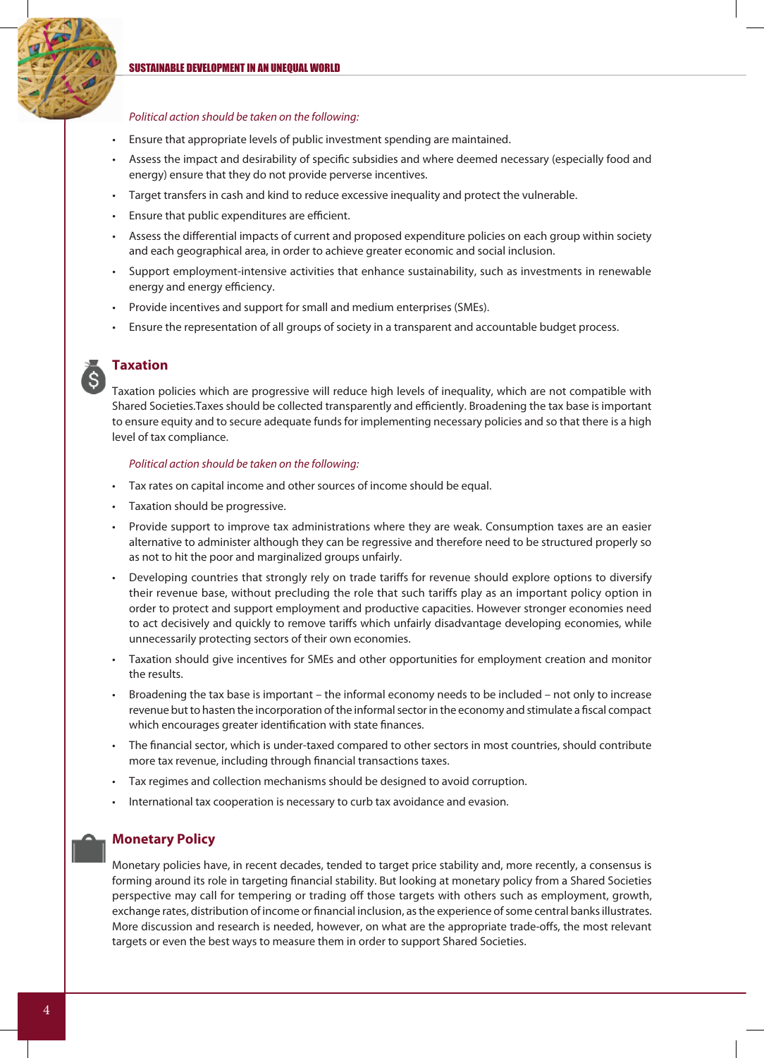*Political action should be taken on the following:*

- Ensure that appropriate levels of public investment spending are maintained.
- Assess the impact and desirability of specific subsidies and where deemed necessary (especially food and energy) ensure that they do not provide perverse incentives.
- Target transfers in cash and kind to reduce excessive inequality and protect the vulnerable.
- Ensure that public expenditures are efficient.
- Assess the differential impacts of current and proposed expenditure policies on each group within society and each geographical area, in order to achieve greater economic and social inclusion.
- Support employment-intensive activities that enhance sustainability, such as investments in renewable energy and energy efficiency.
- Provide incentives and support for small and medium enterprises (SMEs).
- Ensure the representation of all groups of society in a transparent and accountable budget process.

## Taxation

Taxation policies which are progressive will reduce high levels of inequality, which are not compatible with Shared Societies.Taxes should be collected transparently and efficiently. Broadening the tax base is important to ensure equity and to secure adequate funds for implementing necessary policies and so that there is a high level of tax compliance.

*Political action should be taken on the following:*

- Tax rates on capital income and other sources of income should be equal.
- Taxation should be progressive.
- Provide support to improve tax administrations where they are weak. Consumption taxes are an easier alternative to administer although they can be regressive and therefore need to be structured properly so as not to hit the poor and marginalized groups unfairly.
- Developing countries that strongly rely on trade tariffs for revenue should explore options to diversify their revenue base, without precluding the role that such tariffs play as an important policy option in order to protect and support employment and productive capacities. However stronger economies need to act decisively and quickly to remove tariffs which unfairly disadvantage developing economies, while unnecessarily protecting sectors of their own economies.
- Taxation should give incentives for SMEs and other opportunities for employment creation and monitor the results.
- Broadening the tax base is important – the informal economy needs to be included – not only to increase revenue but to hasten the incorporation of the informal sector in the economy and stimulate a fiscal compact which encourages greater identification with state finances.
- The financial sector, which is under-taxed compared to other sectors in most countries, should contribute more tax revenue, including through financial transactions taxes.
- Tax regimes and collection mechanisms should be designed to avoid corruption.
- International tax cooperation is necessary to curb tax avoidance and evasion.

## Monetary Policy

Monetary policies have, in recent decades, tended to target price stability and, more recently, a consensus is forming around its role in targeting financial stability. But looking at monetary policy from a Shared Societies perspective may call for tempering or trading off those targets with others such as employment, growth, exchange rates, distribution of income or financial inclusion, as the experience of some central banks illustrates. More discussion and research is needed, however, on what are the appropriate trade-offs, the most relevant targets or even the best ways to measure them in order to support Shared Societies.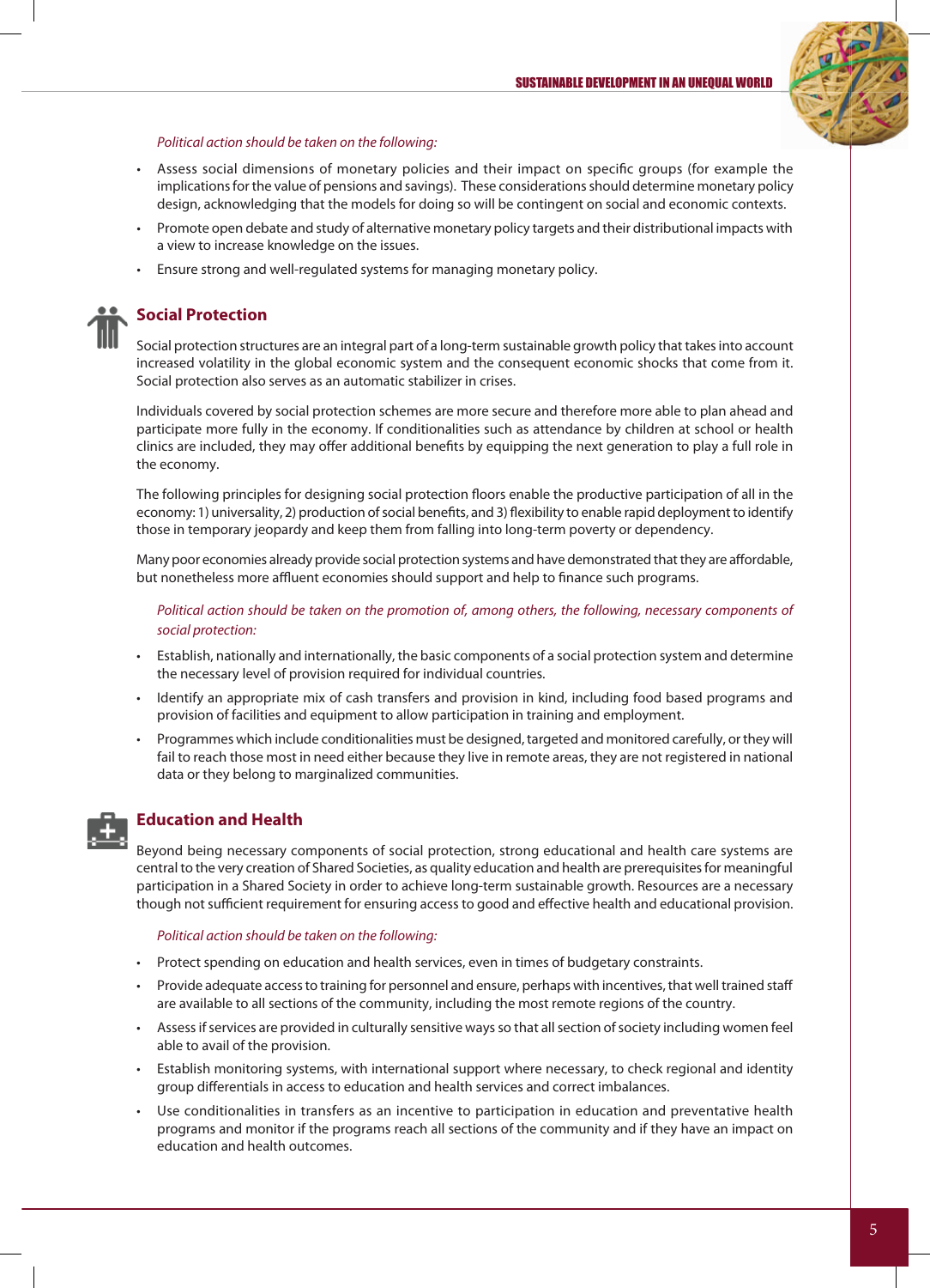*Political action should be taken on the following:*

- Assess social dimensions of monetary policies and their impact on specific groups (for example the implications for the value of pensions and savings). These considerations should determine monetary policy design, acknowledging that the models for doing so will be contingent on social and economic contexts.
- Promote open debate and study of alternative monetary policy targets and their distributional impacts with a view to increase knowledge on the issues.
- Ensure strong and well-regulated systems for managing monetary policy.

## Social Protection

Social protection structures are an integral part of a long-term sustainable growth policy that takes into account increased volatility in the global economic system and the consequent economic shocks that come from it. Social protection also serves as an automatic stabilizer in crises.

Individuals covered by social protection schemes are more secure and therefore more able to plan ahead and participate more fully in the economy. If conditionalities such as attendance by children at school or health clinics are included, they may offer additional benefits by equipping the next generation to play a full role in the economy.

The following principles for designing social protection floors enable the productive participation of all in the economy: 1) universality, 2) production of social benefits, and 3) flexibility to enable rapid deployment to identify those in temporary jeopardy and keep them from falling into long-term poverty or dependency.

Many poor economies already provide social protection systems and have demonstrated that they are affordable, but nonetheless more affluent economies should support and help to finance such programs.

*Political action should be taken on the promotion of, among others, the following, necessary components of social protection:*

- Establish, nationally and internationally, the basic components of a social protection system and determine the necessary level of provision required for individual countries.
- Identify an appropriate mix of cash transfers and provision in kind, including food based programs and provision of facilities and equipment to allow participation in training and employment.
- Programmes which include conditionalities must be designed, targeted and monitored carefully, or they will fail to reach those most in need either because they live in remote areas, they are not registered in national data or they belong to marginalized communities.

## Education and Health

Beyond being necessary components of social protection, strong educational and health care systems are central to the very creation of Shared Societies, as quality education and health are prerequisites for meaningful participation in a Shared Society in order to achieve long-term sustainable growth. Resources are a necessary though not sufficient requirement for ensuring access to good and effective health and educational provision.

*Political action should be taken on the following:*

- Protect spending on education and health services, even in times of budgetary constraints.
- Provide adequate access to training for personnel and ensure, perhaps with incentives, that well trained staff are available to all sections of the community, including the most remote regions of the country.
- Assess if services are provided in culturally sensitive ways so that all section of society including women feel able to avail of the provision.
- Establish monitoring systems, with international support where necessary, to check regional and identity group differentials in access to education and health services and correct imbalances.
- Use conditionalities in transfers as an incentive to participation in education and preventative health programs and monitor if the programs reach all sections of the community and if they have an impact on education and health outcomes.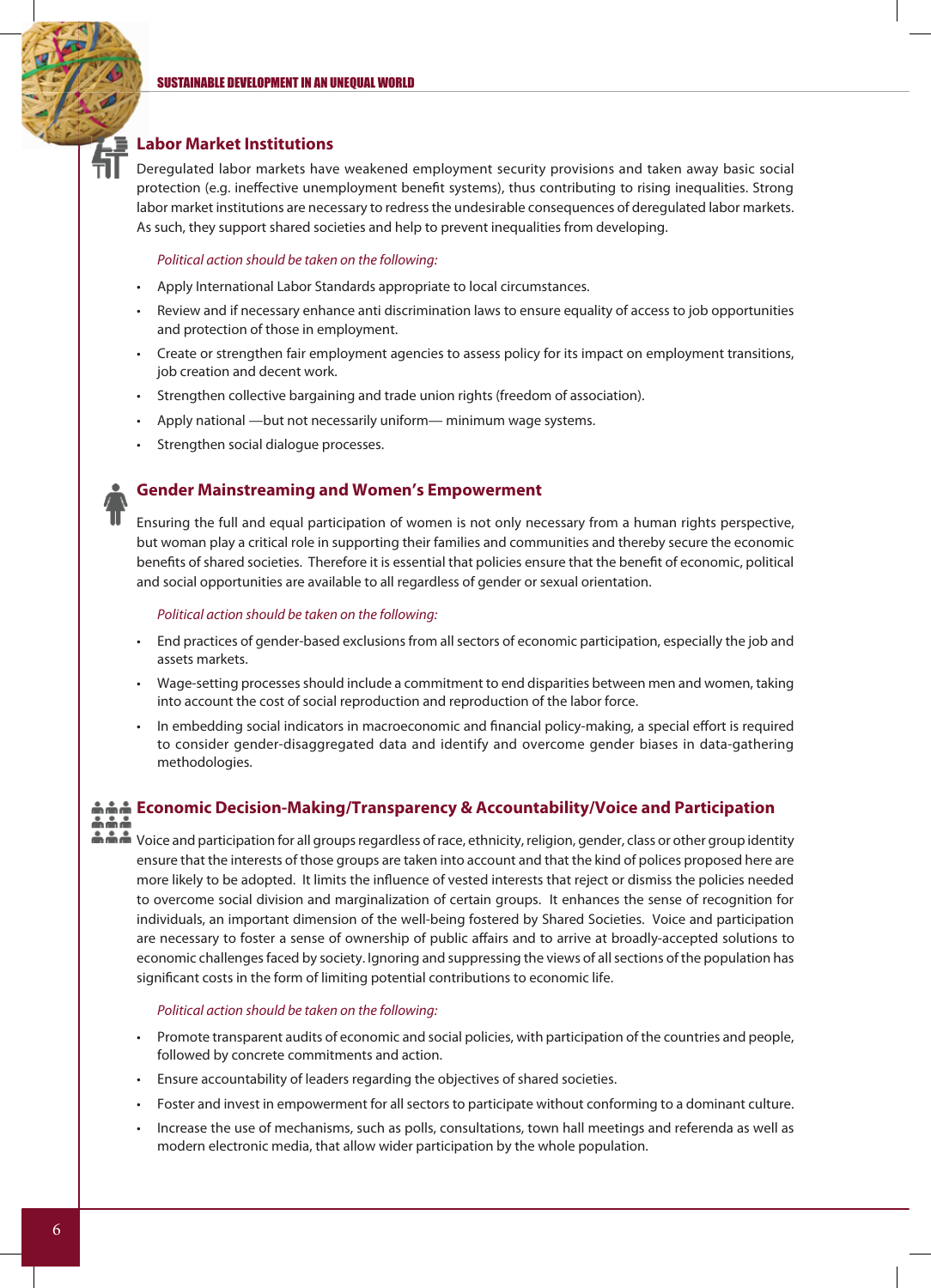## Labor Market Institutions

Deregulated labor markets have weakened employment security provisions and taken away basic social protection (e.g. ineffective unemployment benefit systems), thus contributing to rising inequalities. Strong labor market institutions are necessary to redress the undesirable consequences of deregulated labor markets. As such, they support shared societies and help to prevent inequalities from developing.

*Political action should be taken on the following:*

- Apply International Labor Standards appropriate to local circumstances.
- Review and if necessary enhance anti discrimination laws to ensure equality of access to job opportunities and protection of those in employment.
- Create or strengthen fair employment agencies to assess policy for its impact on employment transitions, job creation and decent work.
- Strengthen collective bargaining and trade union rights (freedom of association).
- Apply national —but not necessarily uniform— minimum wage systems.
- Strengthen social dialogue processes.

## Gender Mainstreaming and Women's Empowerment

Ensuring the full and equal participation of women is not only necessary from a human rights perspective, but woman play a critical role in supporting their families and communities and thereby secure the economic benefits of shared societies. Therefore it is essential that policies ensure that the benefit of economic, political and social opportunities are available to all regardless of gender or sexual orientation.

*Political action should be taken on the following:*

- End practices of gender-based exclusions from all sectors of economic participation, especially the job and assets markets.
- Wage-setting processes should include a commitment to end disparities between men and women, taking into account the cost of social reproduction and reproduction of the labor force.
- In embedding social indicators in macroeconomic and financial policy-making, a special effort is required to consider gender-disaggregated data and identify and overcome gender biases in data-gathering methodologies.

## Economic Decision-Making/Transparency & Accountability/Voice and Participation

Voice and participation for all groups regardless of race, ethnicity, religion, gender, class or other group identity ensure that the interests of those groups are taken into account and that the kind of polices proposed here are more likely to be adopted. It limits the influence of vested interests that reject or dismiss the policies needed to overcome social division and marginalization of certain groups. It enhances the sense of recognition for individuals, an important dimension of the well-being fostered by Shared Societies. Voice and participation are necessary to foster a sense of ownership of public affairs and to arrive at broadly-accepted solutions to economic challenges faced by society. Ignoring and suppressing the views of all sections of the population has significant costs in the form of limiting potential contributions to economic life.

*Political action should be taken on the following:*

- Promote transparent audits of economic and social policies, with participation of the countries and people, followed by concrete commitments and action.
- Ensure accountability of leaders regarding the objectives of shared societies.
- Foster and invest in empowerment for all sectors to participate without conforming to a dominant culture.
- Increase the use of mechanisms, such as polls, consultations, town hall meetings and referenda as well as modern electronic media, that allow wider participation by the whole population.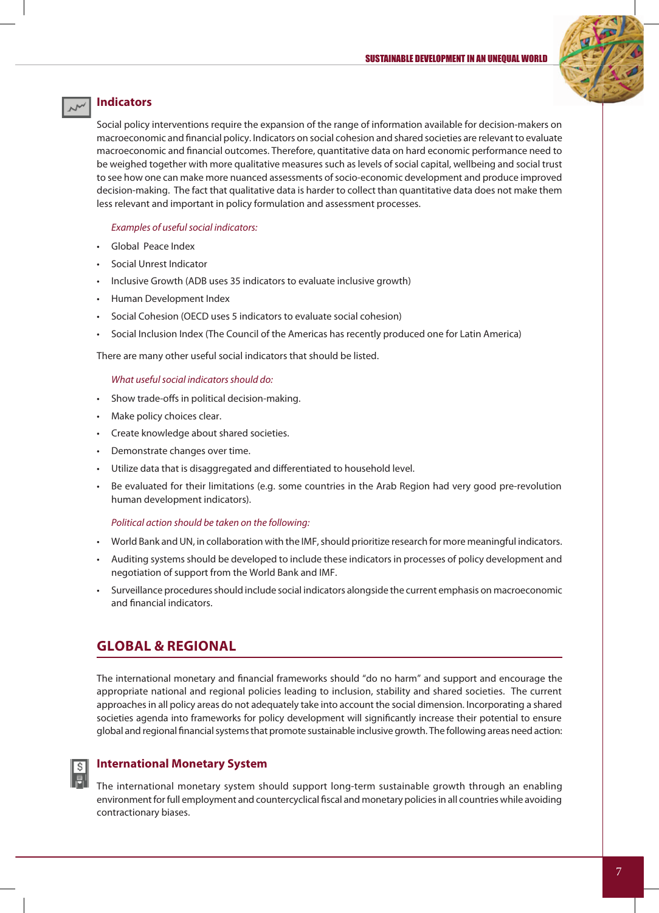## Indicators

Social policy interventions require the expansion of the range of information available for decision-makers on macroeconomic and financial policy. Indicators on social cohesion and shared societies are relevant to evaluate macroeconomic and financial outcomes. Therefore, quantitative data on hard economic performance need to be weighed together with more qualitative measures such as levels of social capital, wellbeing and social trust to see how one can make more nuanced assessments of socio-economic development and produce improved decision-making. The fact that qualitative data is harder to collect than quantitative data does not make them less relevant and important in policy formulation and assessment processes.

*Examples of useful social indicators:*

- Global Peace Index
- Social Unrest Indicator
- Inclusive Growth (ADB uses 35 indicators to evaluate inclusive growth)
- Human Development Index
- Social Cohesion (OECD uses 5 indicators to evaluate social cohesion)
- Social Inclusion Index (The Council of the Americas has recently produced one for Latin America)

There are many other useful social indicators that should be listed.

*What useful social indicators should do:*

- Show trade-offs in political decision-making.
- Make policy choices clear.
- Create knowledge about shared societies.
- Demonstrate changes over time.
- Utilize data that is disaggregated and differentiated to household level.
- Be evaluated for their limitations (e.g. some countries in the Arab Region had very good pre-revolution human development indicators).

*Political action should be taken on the following:*

- World Bank and UN, in collaboration with the IMF, should prioritize research for more meaningful indicators.
- Auditing systems should be developed to include these indicators in processes of policy development and negotiation of support from the World Bank and IMF.
- Surveillance procedures should include social indicators alongside the current emphasis on macroeconomic and financial indicators.

# GLOBAL & REGIONAL

The international monetary and financial frameworks should "do no harm" and support and encourage the appropriate national and regional policies leading to inclusion, stability and shared societies. The current approaches in all policy areas do not adequately take into account the social dimension. Incorporating a shared societies agenda into frameworks for policy development will significantly increase their potential to ensure global and regional financial systems that promote sustainable inclusive growth. The following areas need action:

## International Monetary System

The international monetary system should support long-term sustainable growth through an enabling environment for full employment and countercyclical fiscal and monetary policies in all countries while avoiding contractionary biases.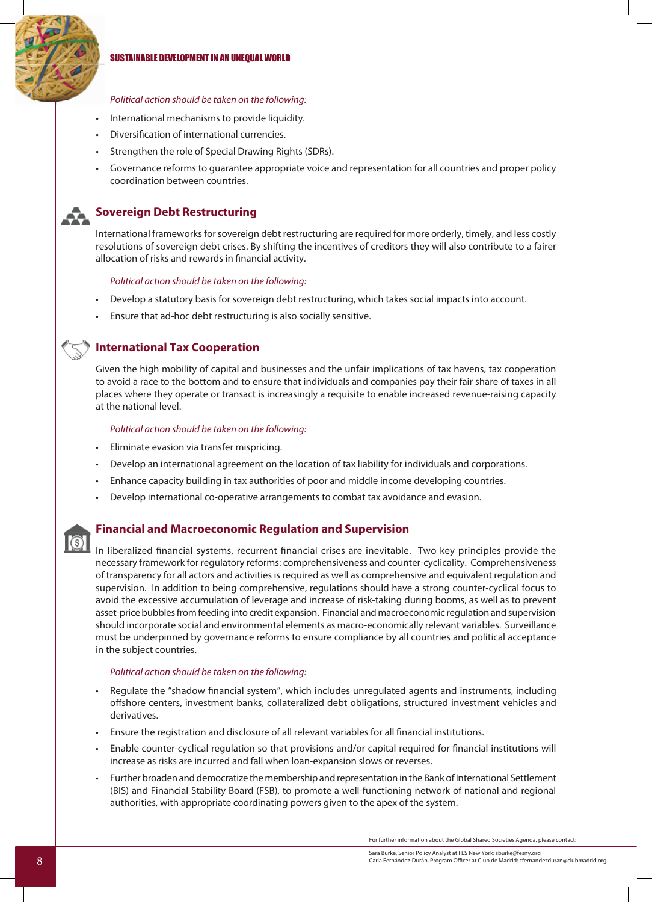*Political action should be taken on the following:*

- International mechanisms to provide liquidity.
- Diversification of international currencies.
- Strengthen the role of Special Drawing Rights (SDRs).
- Governance reforms to guarantee appropriate voice and representation for all countries and proper policy coordination between countries.

## Sovereign Debt Restructuring

International frameworks for sovereign debt restructuring are required for more orderly, timely, and less costly resolutions of sovereign debt crises. By shifting the incentives of creditors they will also contribute to a fairer allocation of risks and rewards in financial activity.

*Political action should be taken on the following:*

- Develop a statutory basis for sovereign debt restructuring, which takes social impacts into account.
- Ensure that ad-hoc debt restructuring is also socially sensitive.

## International Tax Cooperation

Given the high mobility of capital and businesses and the unfair implications of tax havens, tax cooperation to avoid a race to the bottom and to ensure that individuals and companies pay their fair share of taxes in all places where they operate or transact is increasingly a requisite to enable increased revenue-raising capacity at the national level.

*Political action should be taken on the following:*

- Eliminate evasion via transfer mispricing.
- Develop an international agreement on the location of tax liability for individuals and corporations.
- Enhance capacity building in tax authorities of poor and middle income developing countries.
- Develop international co-operative arrangements to combat tax avoidance and evasion.

## Financial and Macroeconomic Regulation and Supervision

In liberalized financial systems, recurrent financial crises are inevitable. Two key principles provide the necessary framework for regulatory reforms: comprehensiveness and counter-cyclicality. Comprehensiveness of transparency for all actors and activities is required as well as comprehensive and equivalent regulation and supervision. In addition to being comprehensive, regulations should have a strong counter-cyclical focus to avoid the excessive accumulation of leverage and increase of risk-taking during booms, as well as to prevent asset-price bubbles from feeding into credit expansion. Financial and macroeconomic regulation and supervision should incorporate social and environmental elements as macro-economically relevant variables. Surveillance must be underpinned by governance reforms to ensure compliance by all countries and political acceptance in the subject countries.

*Political action should be taken on the following:*

- Regulate the "shadow financial system", which includes unregulated agents and instruments, including offshore centers, investment banks, collateralized debt obligations, structured investment vehicles and derivatives.
- Ensure the registration and disclosure of all relevant variables for all financial institutions.
- Enable counter-cyclical regulation so that provisions and/or capital required for financial institutions will increase as risks are incurred and fall when loan-expansion slows or reverses.
- Further broaden and democratize the membership and representation in the Bank of International Settlement (BIS) and Financial Stability Board (FSB), to promote a well-functioning network of national and regional authorities, with appropriate coordinating powers given to the apex of the system.

For further information about the Global Shared Societies Agenda, please contact:

Sara Burke, Senior Policy Analyst at FES New York: sburke@fesny.org
Carla Fernández-Durán, Program Officer at Club de Madrid: cfernandezduran@clubmadrid.org